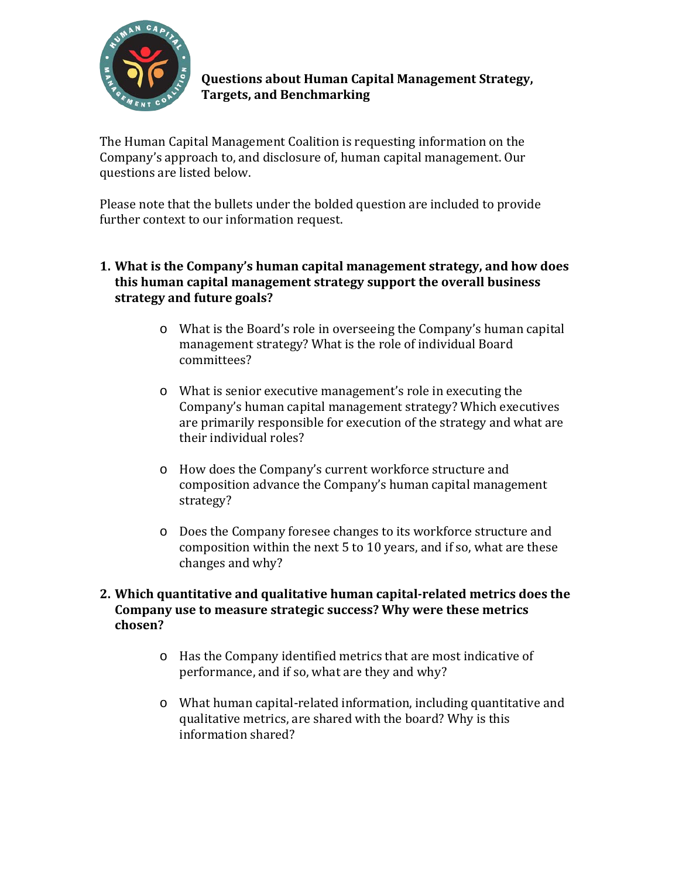# Questions about Human Capital Management Strategy, Targets, and Benchmarking

The Human Capital Management Coalition is requesting information on the Company's approach to, and disclosure of, human capital management. Our questions are listed below.

Please note that the bullets under the bolded question are included to provide further context to our information request.

1. **What is the Company's human capital management strategy, and how does this human capital management strategy support the overall business strategy and future goals?**

    - What is the Board's role in overseeing the Company's human capital management strategy? What is the role of individual Board committees?

    - What is senior executive management's role in executing the Company's human capital management strategy? Which executives are primarily responsible for execution of the strategy and what are their individual roles?

    - How does the Company's current workforce structure and composition advance the Company's human capital management strategy?

    - Does the Company foresee changes to its workforce structure and composition within the next 5 to 10 years, and if so, what are these changes and why?

2. **Which quantitative and qualitative human capital-related metrics does the Company use to measure strategic success? Why were these metrics chosen?**

    - Has the Company identified metrics that are most indicative of performance, and if so, what are they and why?

    - What human capital-related information, including quantitative and qualitative metrics, are shared with the board? Why is this information shared?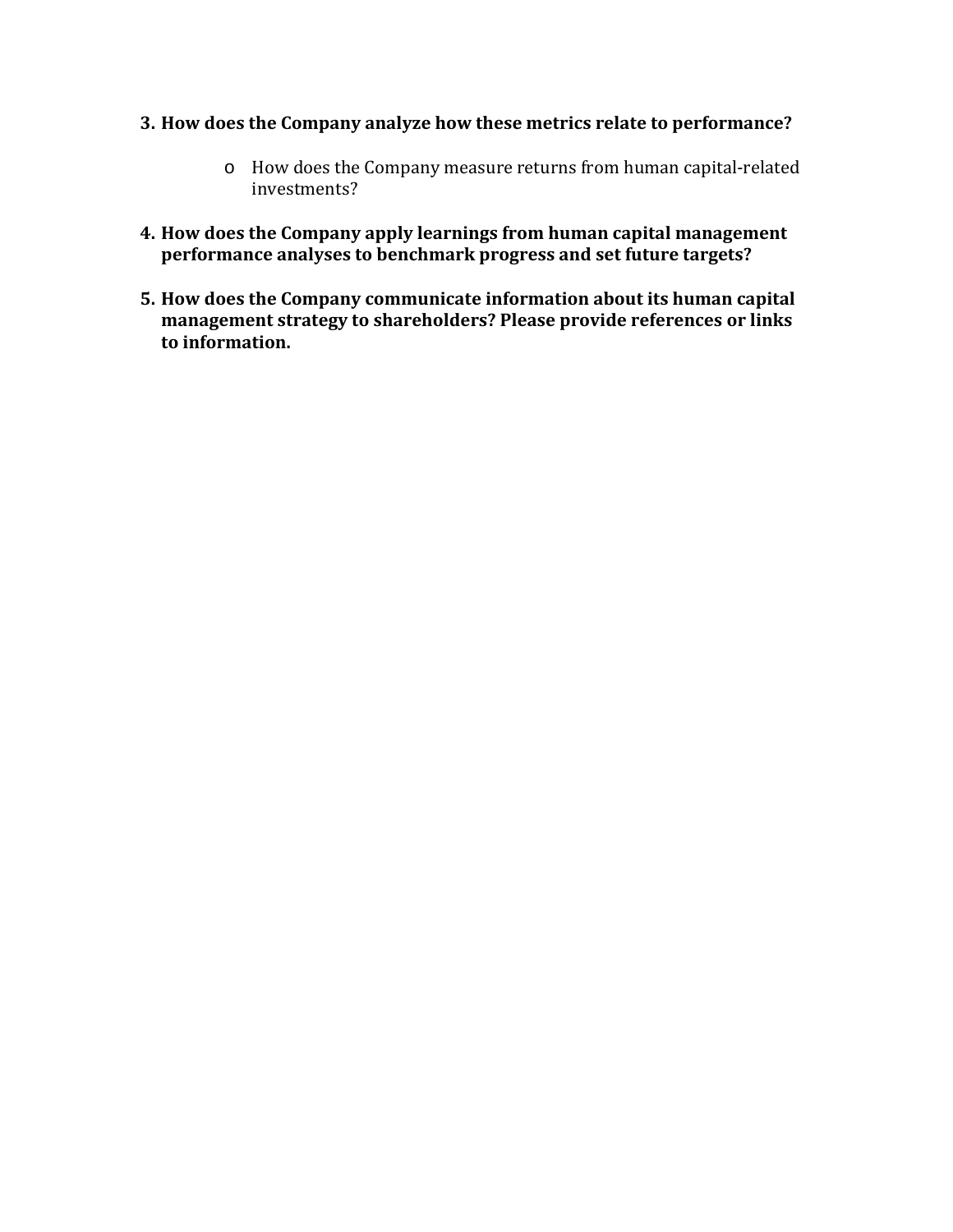3. **How does the Company analyze how these metrics relate to performance?**

    - How does the Company measure returns from human capital-related investments?

4. **How does the Company apply learnings from human capital management performance analyses to benchmark progress and set future targets?**

5. **How does the Company communicate information about its human capital management strategy to shareholders? Please provide references or links to information.**